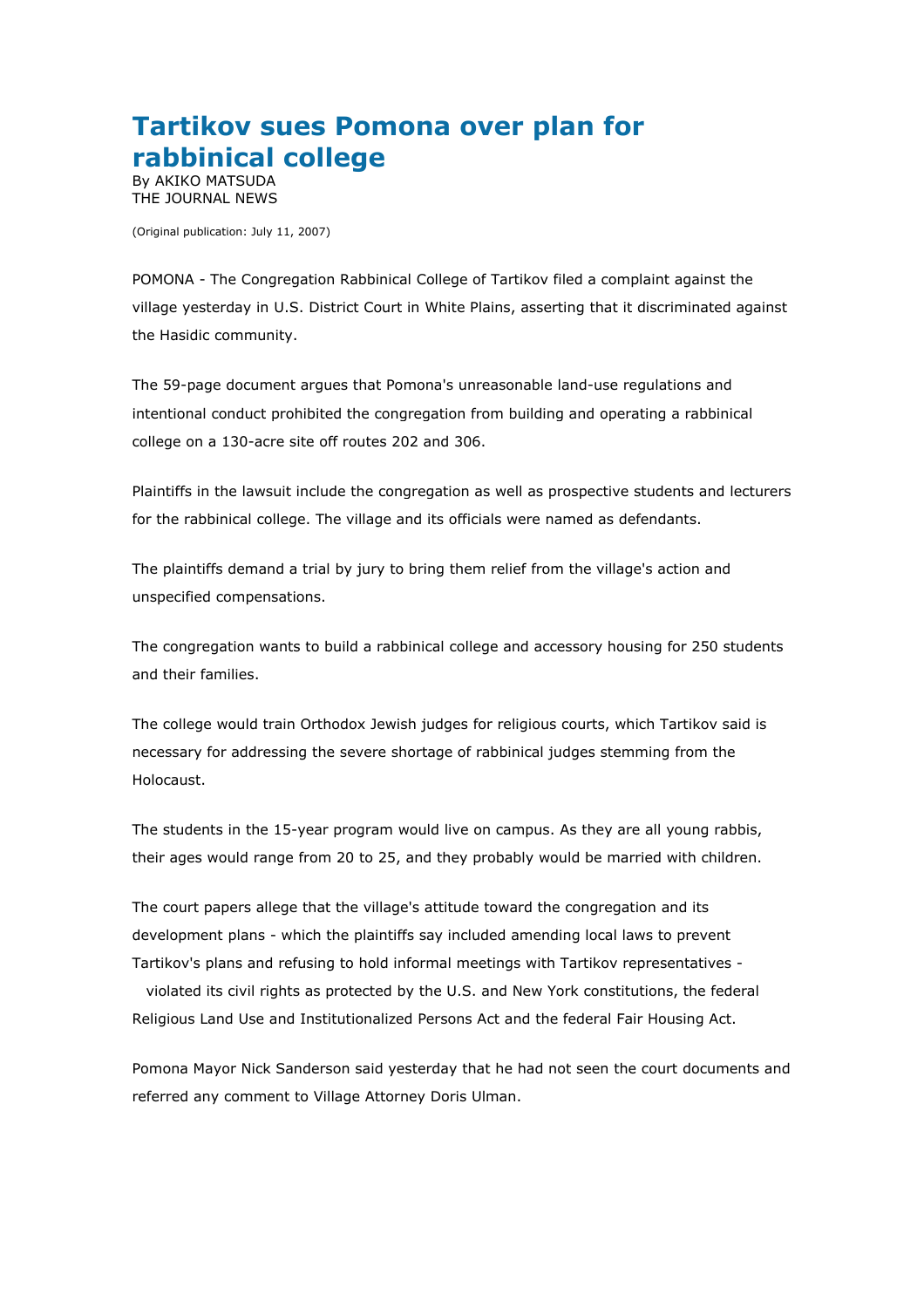# Tartikov sues Pomona over plan for rabbinical college

By AKIKO MATSUDA
THE JOURNAL NEWS

(Original publication: July 11, 2007)

POMONA - The Congregation Rabbinical College of Tartikov filed a complaint against the village yesterday in U.S. District Court in White Plains, asserting that it discriminated against the Hasidic community.

The 59-page document argues that Pomona's unreasonable land-use regulations and intentional conduct prohibited the congregation from building and operating a rabbinical college on a 130-acre site off routes 202 and 306.

Plaintiffs in the lawsuit include the congregation as well as prospective students and lecturers for the rabbinical college. The village and its officials were named as defendants.

The plaintiffs demand a trial by jury to bring them relief from the village's action and unspecified compensations.

The congregation wants to build a rabbinical college and accessory housing for 250 students and their families.

The college would train Orthodox Jewish judges for religious courts, which Tartikov said is necessary for addressing the severe shortage of rabbinical judges stemming from the Holocaust.

The students in the 15-year program would live on campus. As they are all young rabbis, their ages would range from 20 to 25, and they probably would be married with children.

The court papers allege that the village's attitude toward the congregation and its development plans - which the plaintiffs say included amending local laws to prevent Tartikov's plans and refusing to hold informal meetings with Tartikov representatives - violated its civil rights as protected by the U.S. and New York constitutions, the federal Religious Land Use and Institutionalized Persons Act and the federal Fair Housing Act.

Pomona Mayor Nick Sanderson said yesterday that he had not seen the court documents and referred any comment to Village Attorney Doris Ulman.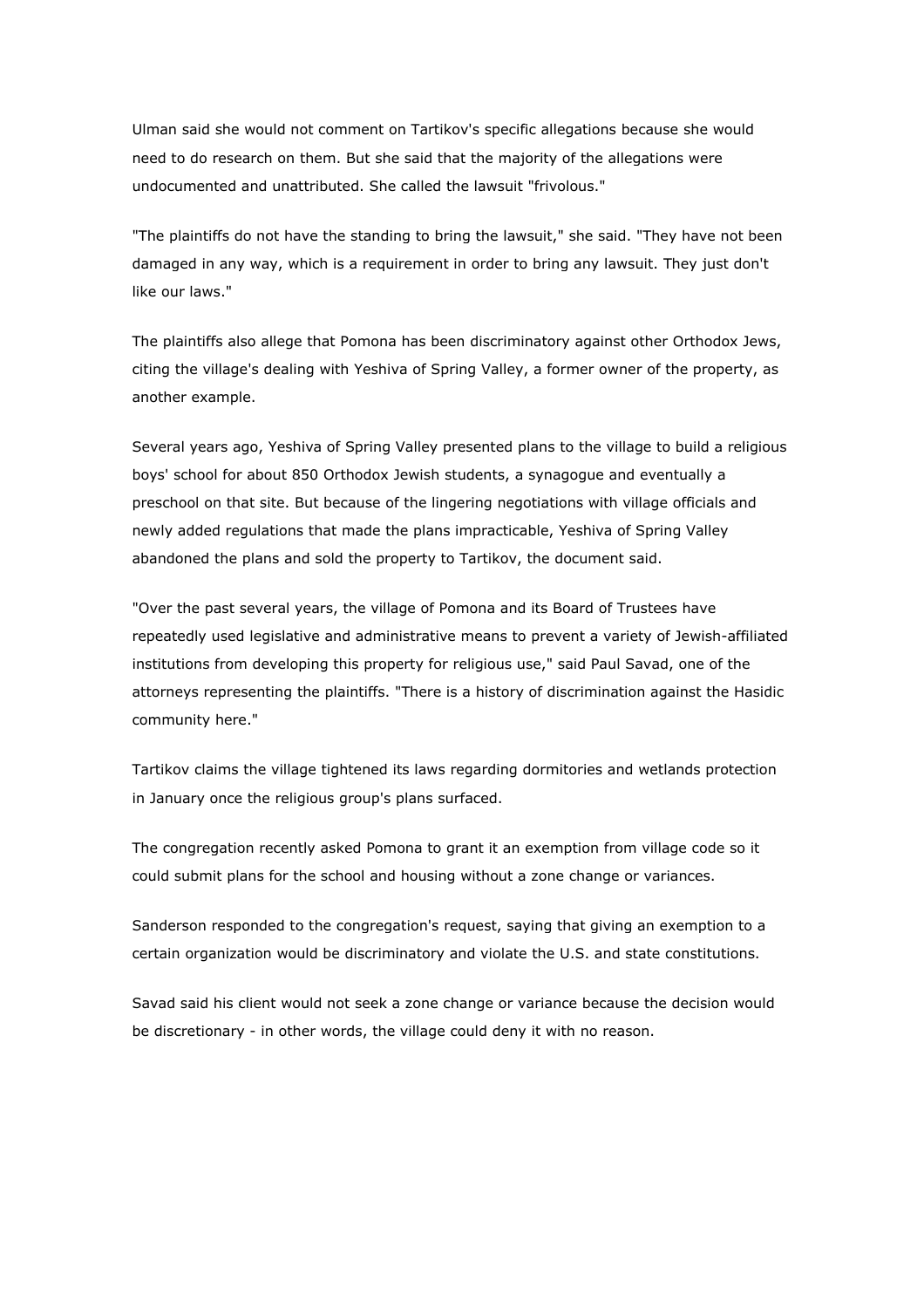Ulman said she would not comment on Tartikov's specific allegations because she would need to do research on them. But she said that the majority of the allegations were undocumented and unattributed. She called the lawsuit "frivolous."

"The plaintiffs do not have the standing to bring the lawsuit," she said. "They have not been damaged in any way, which is a requirement in order to bring any lawsuit. They just don't like our laws."

The plaintiffs also allege that Pomona has been discriminatory against other Orthodox Jews, citing the village's dealing with Yeshiva of Spring Valley, a former owner of the property, as another example.

Several years ago, Yeshiva of Spring Valley presented plans to the village to build a religious boys' school for about 850 Orthodox Jewish students, a synagogue and eventually a preschool on that site. But because of the lingering negotiations with village officials and newly added regulations that made the plans impracticable, Yeshiva of Spring Valley abandoned the plans and sold the property to Tartikov, the document said.

"Over the past several years, the village of Pomona and its Board of Trustees have repeatedly used legislative and administrative means to prevent a variety of Jewish-affiliated institutions from developing this property for religious use," said Paul Savad, one of the attorneys representing the plaintiffs. "There is a history of discrimination against the Hasidic community here."

Tartikov claims the village tightened its laws regarding dormitories and wetlands protection in January once the religious group's plans surfaced.

The congregation recently asked Pomona to grant it an exemption from village code so it could submit plans for the school and housing without a zone change or variances.

Sanderson responded to the congregation's request, saying that giving an exemption to a certain organization would be discriminatory and violate the U.S. and state constitutions.

Savad said his client would not seek a zone change or variance because the decision would be discretionary - in other words, the village could deny it with no reason.